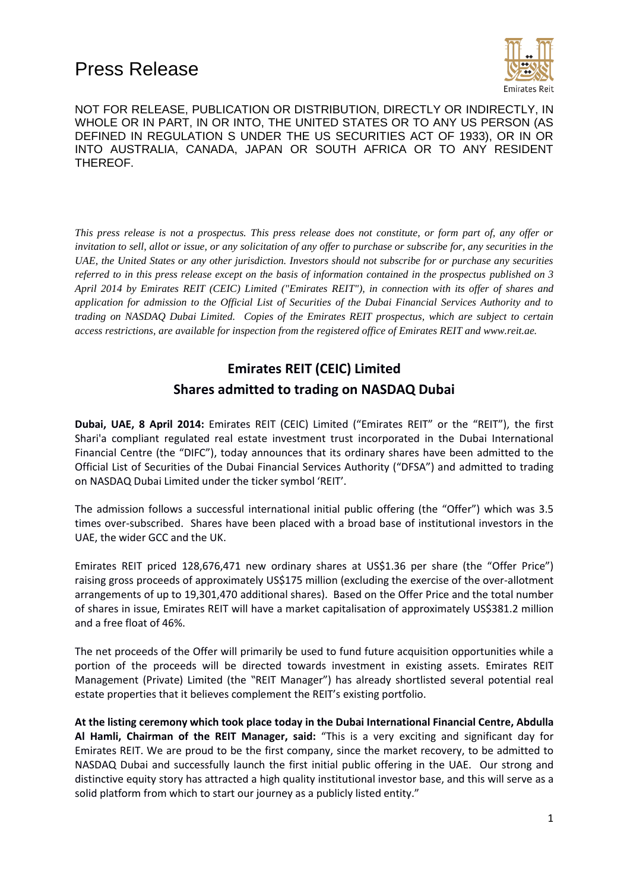# Press Release

NOT FOR RELEASE, PUBLICATION OR DISTRIBUTION, DIRECTLY OR INDIRECTLY, IN WHOLE OR IN PART, IN OR INTO, THE UNITED STATES OR TO ANY US PERSON (AS DEFINED IN REGULATION S UNDER THE US SECURITIES ACT OF 1933), OR IN OR INTO AUSTRALIA, CANADA, JAPAN OR SOUTH AFRICA OR TO ANY RESIDENT THEREOF.

*This press release is not a prospectus. This press release does not constitute, or form part of, any offer or invitation to sell, allot or issue, or any solicitation of any offer to purchase or subscribe for, any securities in the UAE, the United States or any other jurisdiction. Investors should not subscribe for or purchase any securities referred to in this press release except on the basis of information contained in the prospectus published on 3 April 2014 by Emirates REIT (CEIC) Limited ("Emirates REIT"), in connection with its offer of shares and application for admission to the Official List of Securities of the Dubai Financial Services Authority and to trading on NASDAQ Dubai Limited. Copies of the Emirates REIT prospectus, which are subject to certain access restrictions, are available for inspection from the registered office of Emirates REIT and www.reit.ae.*

## Emirates REIT (CEIC) Limited

## Shares admitted to trading on NASDAQ Dubai

**Dubai, UAE, 8 April 2014:** Emirates REIT (CEIC) Limited ("Emirates REIT" or the "REIT"), the first Shari'a compliant regulated real estate investment trust incorporated in the Dubai International Financial Centre (the "DIFC"), today announces that its ordinary shares have been admitted to the Official List of Securities of the Dubai Financial Services Authority ("DFSA") and admitted to trading on NASDAQ Dubai Limited under the ticker symbol 'REIT'.

The admission follows a successful international initial public offering (the "Offer") which was 3.5 times over-subscribed. Shares have been placed with a broad base of institutional investors in the UAE, the wider GCC and the UK.

Emirates REIT priced 128,676,471 new ordinary shares at US$1.36 per share (the "Offer Price") raising gross proceeds of approximately US$175 million (excluding the exercise of the over-allotment arrangements of up to 19,301,470 additional shares). Based on the Offer Price and the total number of shares in issue, Emirates REIT will have a market capitalisation of approximately US$381.2 million and a free float of 46%.

The net proceeds of the Offer will primarily be used to fund future acquisition opportunities while a portion of the proceeds will be directed towards investment in existing assets. Emirates REIT Management (Private) Limited (the "REIT Manager") has already shortlisted several potential real estate properties that it believes complement the REIT's existing portfolio.

**At the listing ceremony which took place today in the Dubai International Financial Centre, Abdulla Al Hamli, Chairman of the REIT Manager, said:** "This is a very exciting and significant day for Emirates REIT. We are proud to be the first company, since the market recovery, to be admitted to NASDAQ Dubai and successfully launch the first initial public offering in the UAE. Our strong and distinctive equity story has attracted a high quality institutional investor base, and this will serve as a solid platform from which to start our journey as a publicly listed entity."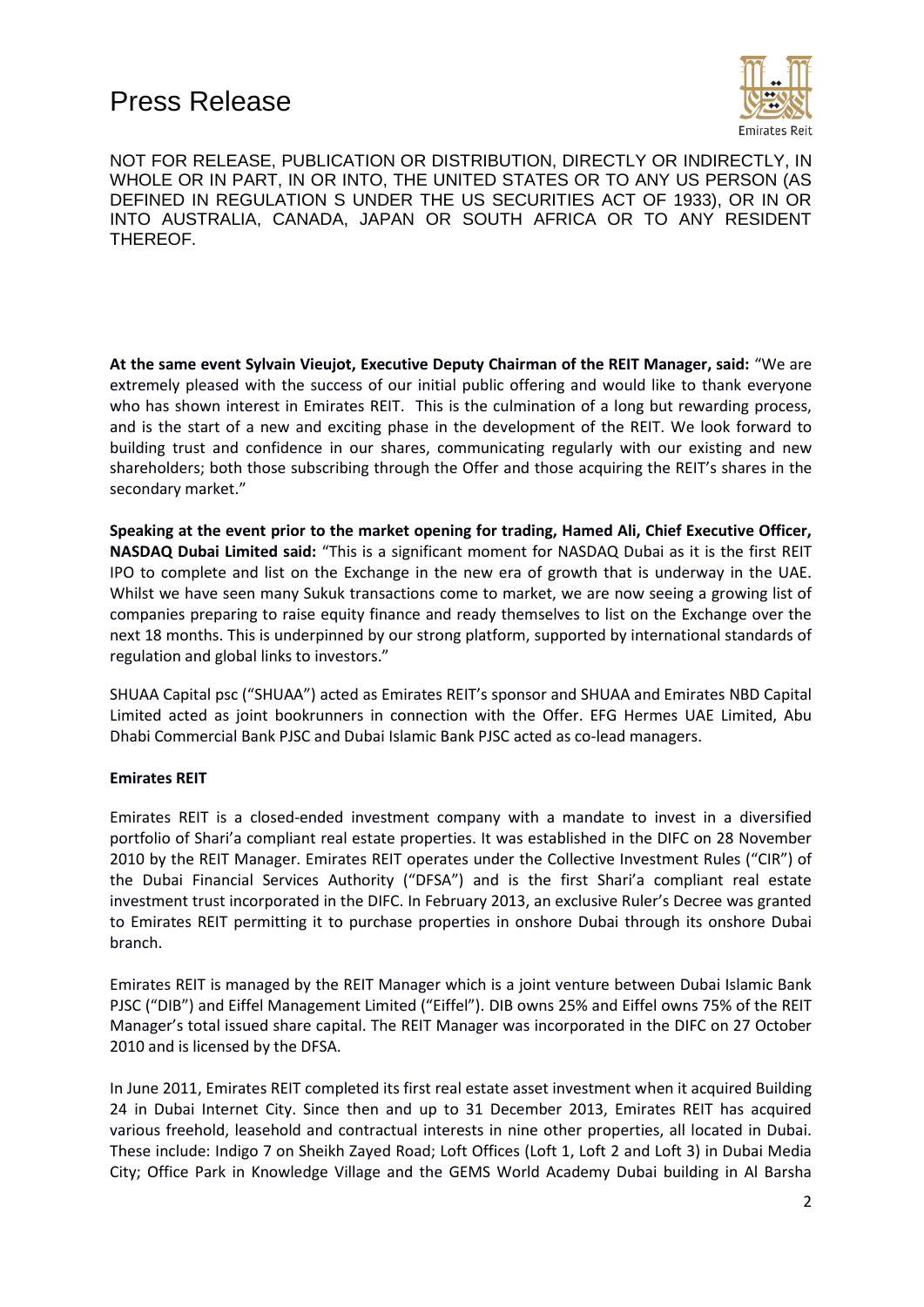# Press Release

NOT FOR RELEASE, PUBLICATION OR DISTRIBUTION, DIRECTLY OR INDIRECTLY, IN WHOLE OR IN PART, IN OR INTO, THE UNITED STATES OR TO ANY US PERSON (AS DEFINED IN REGULATION S UNDER THE US SECURITIES ACT OF 1933), OR IN OR INTO AUSTRALIA, CANADA, JAPAN OR SOUTH AFRICA OR TO ANY RESIDENT THEREOF.

**At the same event Sylvain Vieujot, Executive Deputy Chairman of the REIT Manager, said:** "We are extremely pleased with the success of our initial public offering and would like to thank everyone who has shown interest in Emirates REIT. This is the culmination of a long but rewarding process, and is the start of a new and exciting phase in the development of the REIT. We look forward to building trust and confidence in our shares, communicating regularly with our existing and new shareholders; both those subscribing through the Offer and those acquiring the REIT's shares in the secondary market."

**Speaking at the event prior to the market opening for trading, Hamed Ali, Chief Executive Officer, NASDAQ Dubai Limited said:** "This is a significant moment for NASDAQ Dubai as it is the first REIT IPO to complete and list on the Exchange in the new era of growth that is underway in the UAE. Whilst we have seen many Sukuk transactions come to market, we are now seeing a growing list of companies preparing to raise equity finance and ready themselves to list on the Exchange over the next 18 months. This is underpinned by our strong platform, supported by international standards of regulation and global links to investors."

SHUAA Capital psc ("SHUAA") acted as Emirates REIT's sponsor and SHUAA and Emirates NBD Capital Limited acted as joint bookrunners in connection with the Offer. EFG Hermes UAE Limited, Abu Dhabi Commercial Bank PJSC and Dubai Islamic Bank PJSC acted as co-lead managers.

**Emirates REIT**

Emirates REIT is a closed-ended investment company with a mandate to invest in a diversified portfolio of Shari'a compliant real estate properties. It was established in the DIFC on 28 November 2010 by the REIT Manager. Emirates REIT operates under the Collective Investment Rules ("CIR") of the Dubai Financial Services Authority ("DFSA") and is the first Shari'a compliant real estate investment trust incorporated in the DIFC. In February 2013, an exclusive Ruler's Decree was granted to Emirates REIT permitting it to purchase properties in onshore Dubai through its onshore Dubai branch.

Emirates REIT is managed by the REIT Manager which is a joint venture between Dubai Islamic Bank PJSC ("DIB") and Eiffel Management Limited ("Eiffel"). DIB owns 25% and Eiffel owns 75% of the REIT Manager's total issued share capital. The REIT Manager was incorporated in the DIFC on 27 October 2010 and is licensed by the DFSA.

In June 2011, Emirates REIT completed its first real estate asset investment when it acquired Building 24 in Dubai Internet City. Since then and up to 31 December 2013, Emirates REIT has acquired various freehold, leasehold and contractual interests in nine other properties, all located in Dubai. These include: Indigo 7 on Sheikh Zayed Road; Loft Offices (Loft 1, Loft 2 and Loft 3) in Dubai Media City; Office Park in Knowledge Village and the GEMS World Academy Dubai building in Al Barsha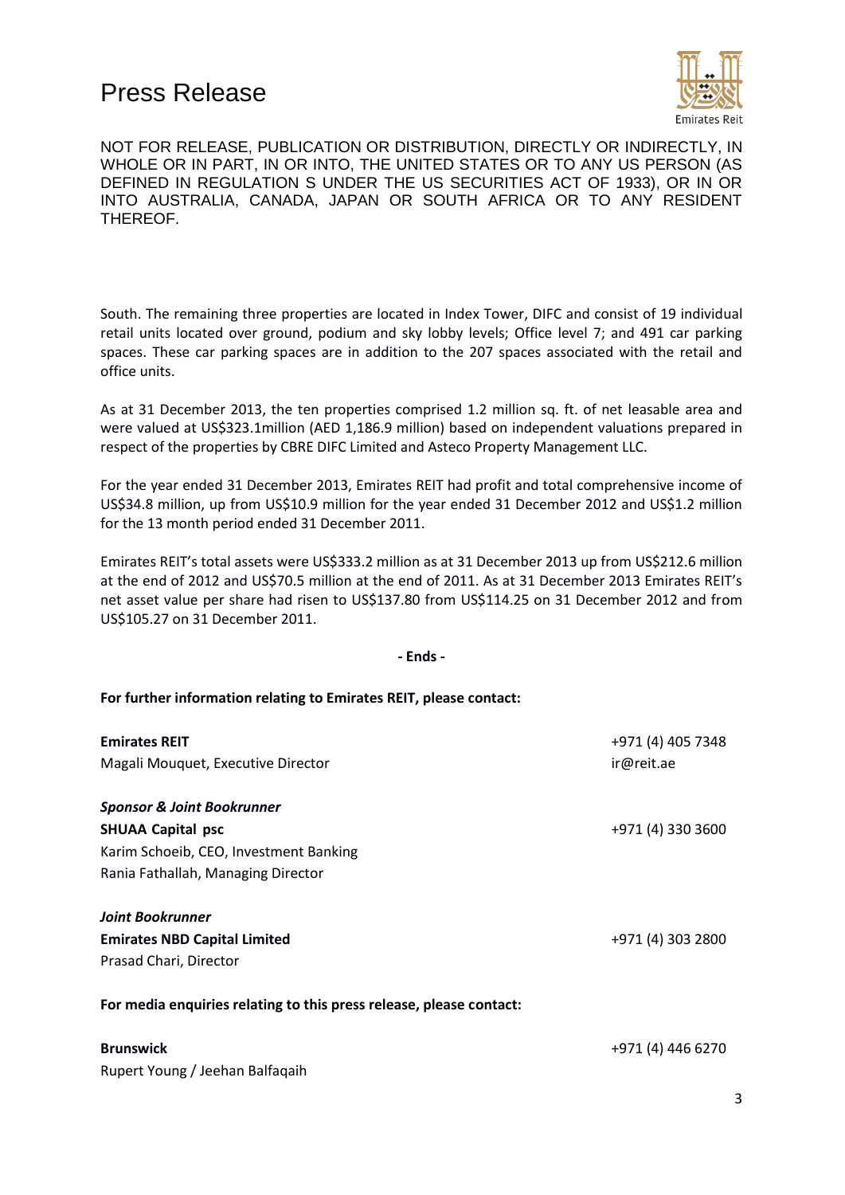NOT FOR RELEASE, PUBLICATION OR DISTRIBUTION, DIRECTLY OR INDIRECTLY, IN WHOLE OR IN PART, IN OR INTO, THE UNITED STATES OR TO ANY US PERSON (AS DEFINED IN REGULATION S UNDER THE US SECURITIES ACT OF 1933), OR IN OR INTO AUSTRALIA, CANADA, JAPAN OR SOUTH AFRICA OR TO ANY RESIDENT THEREOF.

South. The remaining three properties are located in Index Tower, DIFC and consist of 19 individual retail units located over ground, podium and sky lobby levels; Office level 7; and 491 car parking spaces. These car parking spaces are in addition to the 207 spaces associated with the retail and office units.

As at 31 December 2013, the ten properties comprised 1.2 million sq. ft. of net leasable area and were valued at US$323.1million (AED 1,186.9 million) based on independent valuations prepared in respect of the properties by CBRE DIFC Limited and Asteco Property Management LLC.

For the year ended 31 December 2013, Emirates REIT had profit and total comprehensive income of US$34.8 million, up from US$10.9 million for the year ended 31 December 2012 and US$1.2 million for the 13 month period ended 31 December 2011.

Emirates REIT's total assets were US$333.2 million as at 31 December 2013 up from US$212.6 million at the end of 2012 and US$70.5 million at the end of 2011. As at 31 December 2013 Emirates REIT's net asset value per share had risen to US$137.80 from US$114.25 on 31 December 2012 and from US$105.27 on 31 December 2011.

**- Ends -**

**For further information relating to Emirates REIT, please contact:**

**Emirates REIT** — +971 (4) 405 7348
Magali Mouquet, Executive Director — ir@reit.ae

***Sponsor & Joint Bookrunner***
**SHUAA Capital psc** — +971 (4) 330 3600
Karim Schoeib, CEO, Investment Banking
Rania Fathallah, Managing Director

***Joint Bookrunner***
**Emirates NBD Capital Limited** — +971 (4) 303 2800
Prasad Chari, Director

**For media enquiries relating to this press release, please contact:**

**Brunswick** — +971 (4) 446 6270
Rupert Young / Jeehan Balfaqaih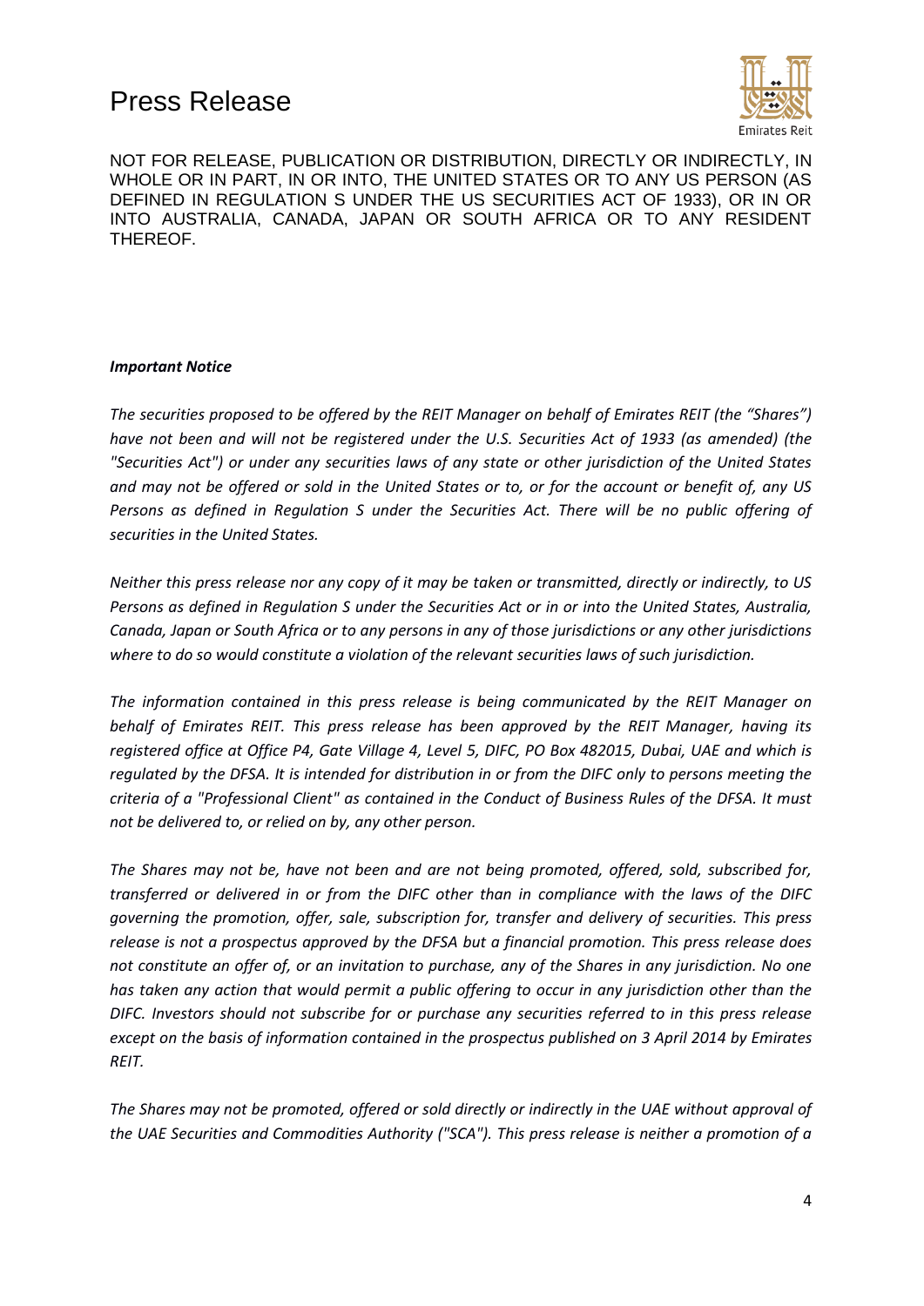NOT FOR RELEASE, PUBLICATION OR DISTRIBUTION, DIRECTLY OR INDIRECTLY, IN WHOLE OR IN PART, IN OR INTO, THE UNITED STATES OR TO ANY US PERSON (AS DEFINED IN REGULATION S UNDER THE US SECURITIES ACT OF 1933), OR IN OR INTO AUSTRALIA, CANADA, JAPAN OR SOUTH AFRICA OR TO ANY RESIDENT THEREOF.

***Important Notice***

*The securities proposed to be offered by the REIT Manager on behalf of Emirates REIT (the "Shares") have not been and will not be registered under the U.S. Securities Act of 1933 (as amended) (the "Securities Act") or under any securities laws of any state or other jurisdiction of the United States and may not be offered or sold in the United States or to, or for the account or benefit of, any US Persons as defined in Regulation S under the Securities Act. There will be no public offering of securities in the United States.*

*Neither this press release nor any copy of it may be taken or transmitted, directly or indirectly, to US Persons as defined in Regulation S under the Securities Act or in or into the United States, Australia, Canada, Japan or South Africa or to any persons in any of those jurisdictions or any other jurisdictions where to do so would constitute a violation of the relevant securities laws of such jurisdiction.*

*The information contained in this press release is being communicated by the REIT Manager on behalf of Emirates REIT. This press release has been approved by the REIT Manager, having its registered office at Office P4, Gate Village 4, Level 5, DIFC, PO Box 482015, Dubai, UAE and which is regulated by the DFSA. It is intended for distribution in or from the DIFC only to persons meeting the criteria of a "Professional Client" as contained in the Conduct of Business Rules of the DFSA. It must not be delivered to, or relied on by, any other person.*

*The Shares may not be, have not been and are not being promoted, offered, sold, subscribed for, transferred or delivered in or from the DIFC other than in compliance with the laws of the DIFC governing the promotion, offer, sale, subscription for, transfer and delivery of securities. This press release is not a prospectus approved by the DFSA but a financial promotion. This press release does not constitute an offer of, or an invitation to purchase, any of the Shares in any jurisdiction. No one has taken any action that would permit a public offering to occur in any jurisdiction other than the DIFC. Investors should not subscribe for or purchase any securities referred to in this press release except on the basis of information contained in the prospectus published on 3 April 2014 by Emirates REIT.*

*The Shares may not be promoted, offered or sold directly or indirectly in the UAE without approval of the UAE Securities and Commodities Authority ("SCA"). This press release is neither a promotion of a*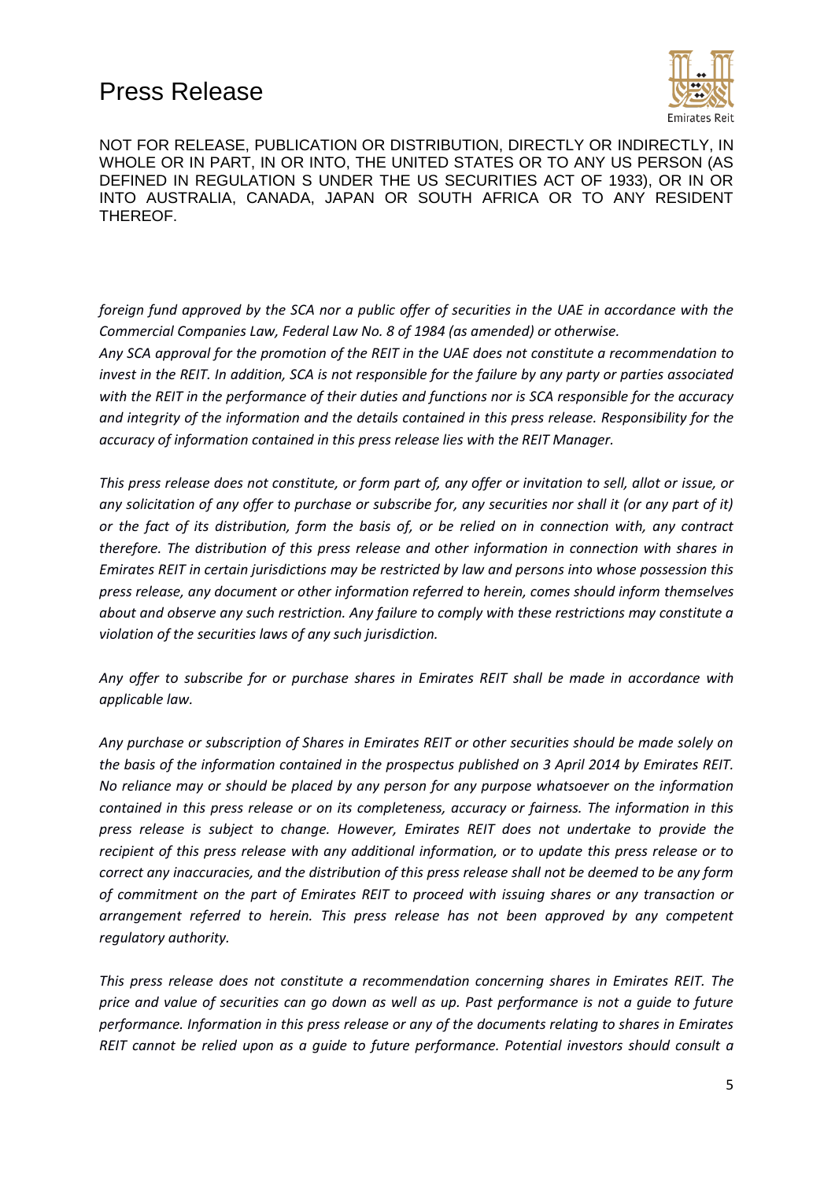NOT FOR RELEASE, PUBLICATION OR DISTRIBUTION, DIRECTLY OR INDIRECTLY, IN WHOLE OR IN PART, IN OR INTO, THE UNITED STATES OR TO ANY US PERSON (AS DEFINED IN REGULATION S UNDER THE US SECURITIES ACT OF 1933), OR IN OR INTO AUSTRALIA, CANADA, JAPAN OR SOUTH AFRICA OR TO ANY RESIDENT THEREOF.

*foreign fund approved by the SCA nor a public offer of securities in the UAE in accordance with the Commercial Companies Law, Federal Law No. 8 of 1984 (as amended) or otherwise.*

*Any SCA approval for the promotion of the REIT in the UAE does not constitute a recommendation to invest in the REIT. In addition, SCA is not responsible for the failure by any party or parties associated with the REIT in the performance of their duties and functions nor is SCA responsible for the accuracy and integrity of the information and the details contained in this press release. Responsibility for the accuracy of information contained in this press release lies with the REIT Manager.*

*This press release does not constitute, or form part of, any offer or invitation to sell, allot or issue, or any solicitation of any offer to purchase or subscribe for, any securities nor shall it (or any part of it) or the fact of its distribution, form the basis of, or be relied on in connection with, any contract therefore. The distribution of this press release and other information in connection with shares in Emirates REIT in certain jurisdictions may be restricted by law and persons into whose possession this press release, any document or other information referred to herein, comes should inform themselves about and observe any such restriction. Any failure to comply with these restrictions may constitute a violation of the securities laws of any such jurisdiction.*

*Any offer to subscribe for or purchase shares in Emirates REIT shall be made in accordance with applicable law.*

*Any purchase or subscription of Shares in Emirates REIT or other securities should be made solely on the basis of the information contained in the prospectus published on 3 April 2014 by Emirates REIT. No reliance may or should be placed by any person for any purpose whatsoever on the information contained in this press release or on its completeness, accuracy or fairness. The information in this press release is subject to change. However, Emirates REIT does not undertake to provide the recipient of this press release with any additional information, or to update this press release or to correct any inaccuracies, and the distribution of this press release shall not be deemed to be any form of commitment on the part of Emirates REIT to proceed with issuing shares or any transaction or arrangement referred to herein. This press release has not been approved by any competent regulatory authority.*

*This press release does not constitute a recommendation concerning shares in Emirates REIT. The price and value of securities can go down as well as up. Past performance is not a guide to future performance. Information in this press release or any of the documents relating to shares in Emirates REIT cannot be relied upon as a guide to future performance. Potential investors should consult a*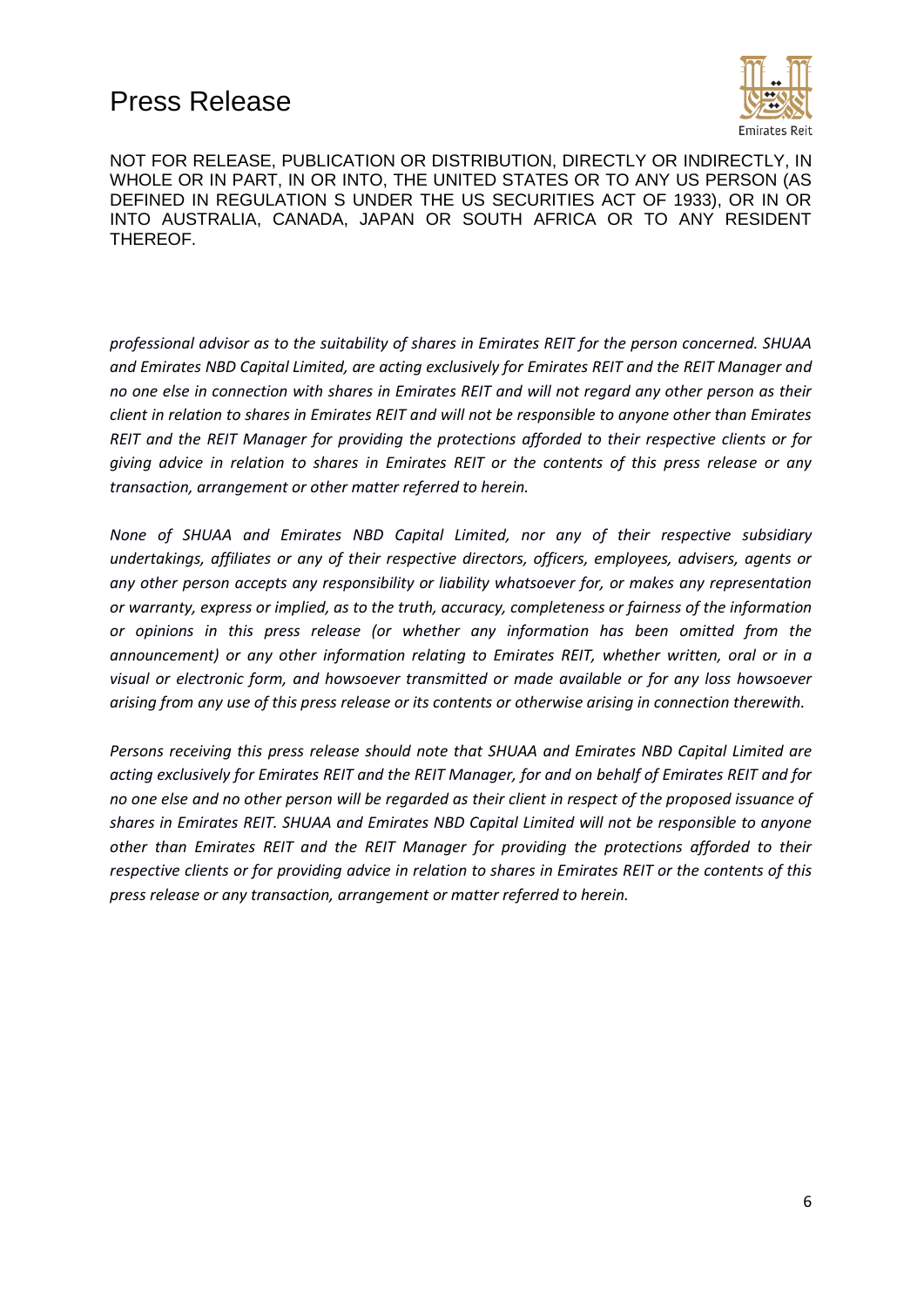*professional advisor as to the suitability of shares in Emirates REIT for the person concerned. SHUAA and Emirates NBD Capital Limited, are acting exclusively for Emirates REIT and the REIT Manager and no one else in connection with shares in Emirates REIT and will not regard any other person as their client in relation to shares in Emirates REIT and will not be responsible to anyone other than Emirates REIT and the REIT Manager for providing the protections afforded to their respective clients or for giving advice in relation to shares in Emirates REIT or the contents of this press release or any transaction, arrangement or other matter referred to herein.*

*None of SHUAA and Emirates NBD Capital Limited, nor any of their respective subsidiary undertakings, affiliates or any of their respective directors, officers, employees, advisers, agents or any other person accepts any responsibility or liability whatsoever for, or makes any representation or warranty, express or implied, as to the truth, accuracy, completeness or fairness of the information or opinions in this press release (or whether any information has been omitted from the announcement) or any other information relating to Emirates REIT, whether written, oral or in a visual or electronic form, and howsoever transmitted or made available or for any loss howsoever arising from any use of this press release or its contents or otherwise arising in connection therewith.*

*Persons receiving this press release should note that SHUAA and Emirates NBD Capital Limited are acting exclusively for Emirates REIT and the REIT Manager, for and on behalf of Emirates REIT and for no one else and no other person will be regarded as their client in respect of the proposed issuance of shares in Emirates REIT. SHUAA and Emirates NBD Capital Limited will not be responsible to anyone other than Emirates REIT and the REIT Manager for providing the protections afforded to their respective clients or for providing advice in relation to shares in Emirates REIT or the contents of this press release or any transaction, arrangement or matter referred to herein.*